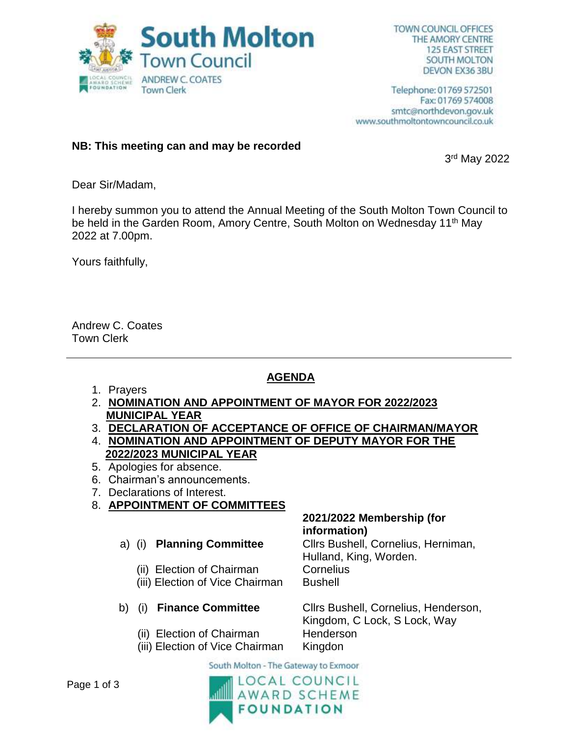# South Molton Town Council

ANDREW C. COATES
Town Clerk

TOWN COUNCIL OFFICES
THE AMORY CENTRE
125 EAST STREET
SOUTH MOLTON
DEVON EX36 3BU

Telephone: 01769 572501
Fax: 01769 574008
smtc@northdevon.gov.uk
www.southmoltontowncouncil.co.uk

**NB: This meeting can and may be recorded**

3rd May 2022

Dear Sir/Madam,

I hereby summon you to attend the Annual Meeting of the South Molton Town Council to be held in the Garden Room, Amory Centre, South Molton on Wednesday 11th May 2022 at 7.00pm.

Yours faithfully,

Andrew C. Coates
Town Clerk

---

## AGENDA

1. Prayers
2. **NOMINATION AND APPOINTMENT OF MAYOR FOR 2022/2023 MUNICIPAL YEAR**
3. **DECLARATION OF ACCEPTANCE OF OFFICE OF CHAIRMAN/MAYOR**
4. **NOMINATION AND APPOINTMENT OF DEPUTY MAYOR FOR THE 2022/2023 MUNICIPAL YEAR**
5. Apologies for absence.
6. Chairman's announcements.
7. Declarations of Interest.
8. **APPOINTMENT OF COMMITTEES**

| | **2021/2022 Membership (for information)** |
|---|---|
| a) (i) **Planning Committee** | Cllrs Bushell, Cornelius, Herniman, Hulland, King, Worden. |
| (ii) Election of Chairman | Cornelius |
| (iii) Election of Vice Chairman | Bushell |
| b) (i) **Finance Committee** | Cllrs Bushell, Cornelius, Henderson, Kingdom, C Lock, S Lock, Way |
| (ii) Election of Chairman | Henderson |
| (iii) Election of Vice Chairman | Kingdon |

South Molton - The Gateway to Exmoor

LOCAL COUNCIL AWARD SCHEME FOUNDATION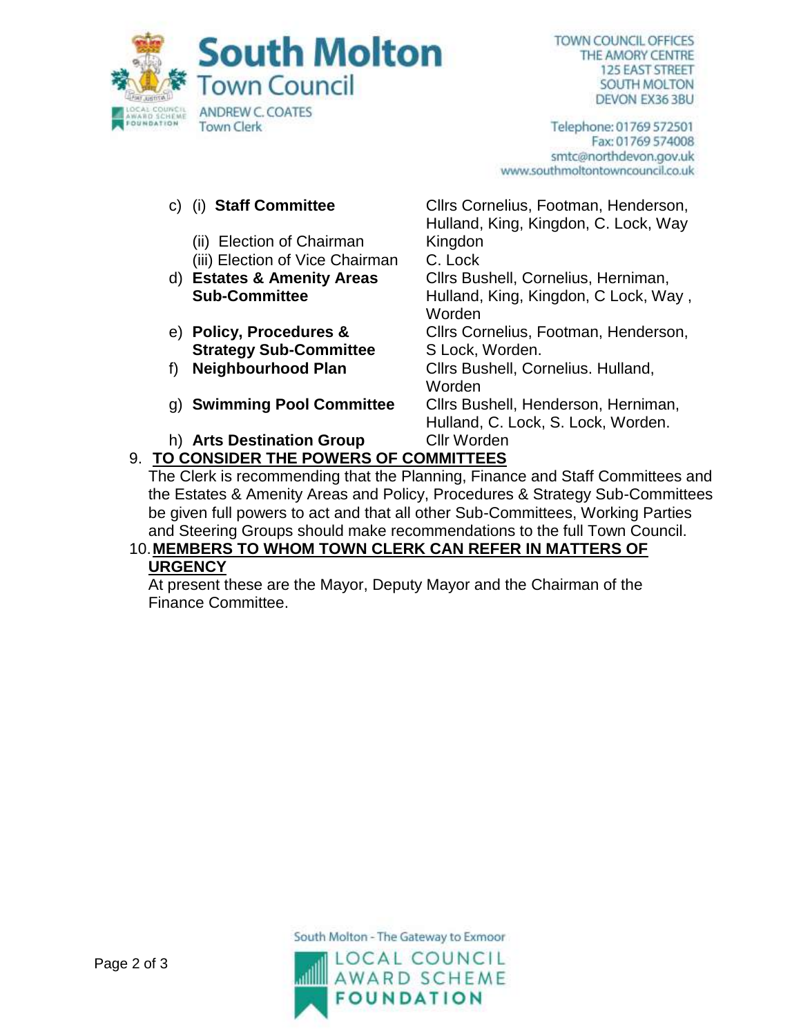South Molton Town Council
ANDREW C. COATES
Town Clerk

TOWN COUNCIL OFFICES
THE AMORY CENTRE
125 EAST STREET
SOUTH MOLTON
DEVON EX36 3BU

Telephone: 01769 572501
Fax: 01769 574008
smtc@northdevon.gov.uk
www.southmoltontowncouncil.co.uk

| | |
|---|---|
| c) (i) **Staff Committee** | Cllrs Cornelius, Footman, Henderson, Hulland, King, Kingdon, C. Lock, Way |
| (ii) Election of Chairman | Kingdon |
| (iii) Election of Vice Chairman | C. Lock |
| d) **Estates & Amenity Areas Sub-Committee** | Cllrs Bushell, Cornelius, Herniman, Hulland, King, Kingdon, C Lock, Way , Worden |
| e) **Policy, Procedures & Strategy Sub-Committee** | Cllrs Cornelius, Footman, Henderson, S Lock, Worden. |
| f) **Neighbourhood Plan** | Cllrs Bushell, Cornelius. Hulland, Worden |
| g) **Swimming Pool Committee** | Cllrs Bushell, Henderson, Herniman, Hulland, C. Lock, S. Lock, Worden. |
| h) **Arts Destination Group** | Cllr Worden |

9. **TO CONSIDER THE POWERS OF COMMITTEES**

The Clerk is recommending that the Planning, Finance and Staff Committees and the Estates & Amenity Areas and Policy, Procedures & Strategy Sub-Committees be given full powers to act and that all other Sub-Committees, Working Parties and Steering Groups should make recommendations to the full Town Council.

10. **MEMBERS TO WHOM TOWN CLERK CAN REFER IN MATTERS OF URGENCY**

At present these are the Mayor, Deputy Mayor and the Chairman of the Finance Committee.

South Molton - The Gateway to Exmoor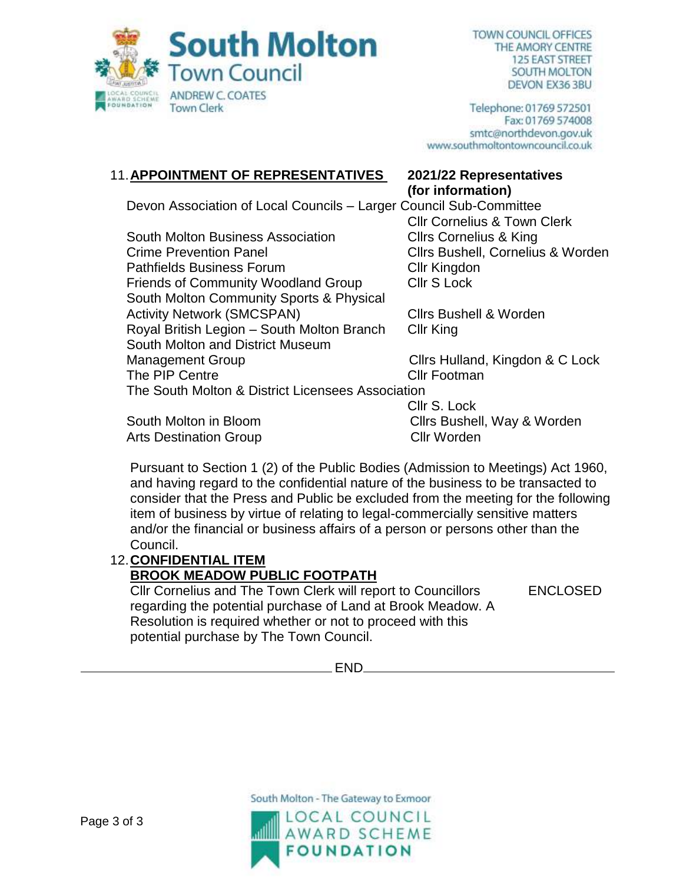South Molton Town Council

ANDREW C. COATES
Town Clerk

TOWN COUNCIL OFFICES
THE AMORY CENTRE
125 EAST STREET
SOUTH MOLTON
DEVON EX36 3BU

Telephone: 01769 572501
Fax: 01769 574008
smtc@northdevon.gov.uk
www.southmoltontowncouncil.co.uk

## 11. APPOINTMENT OF REPRESENTATIVES

| | **2021/22 Representatives (for information)** |
|---|---|
| Devon Association of Local Councils – Larger Council Sub-Committee | Cllr Cornelius & Town Clerk |
| South Molton Business Association | Cllrs Cornelius & King |
| Crime Prevention Panel | Cllrs Bushell, Cornelius & Worden |
| Pathfields Business Forum | Cllr Kingdon |
| Friends of Community Woodland Group | Cllr S Lock |
| South Molton Community Sports & Physical Activity Network (SMCSPAN) | Cllrs Bushell & Worden |
| Royal British Legion – South Molton Branch | Cllr King |
| South Molton and District Museum Management Group | Cllrs Hulland, Kingdon & C Lock |
| The PIP Centre | Cllr Footman |
| The South Molton & District Licensees Association | Cllr S. Lock |
| South Molton in Bloom | Cllrs Bushell, Way & Worden |
| Arts Destination Group | Cllr Worden |

Pursuant to Section 1 (2) of the Public Bodies (Admission to Meetings) Act 1960, and having regard to the confidential nature of the business to be transacted to consider that the Press and Public be excluded from the meeting for the following item of business by virtue of relating to legal-commercially sensitive matters and/or the financial or business affairs of a person or persons other than the Council.

## 12. CONFIDENTIAL ITEM
## BROOK MEADOW PUBLIC FOOTPATH

Cllr Cornelius and The Town Clerk will report to Councillors regarding the potential purchase of Land at Brook Meadow. A Resolution is required whether or not to proceed with this potential purchase by The Town Council. ENCLOSED

END

South Molton - The Gateway to Exmoor

LOCAL COUNCIL AWARD SCHEME FOUNDATION